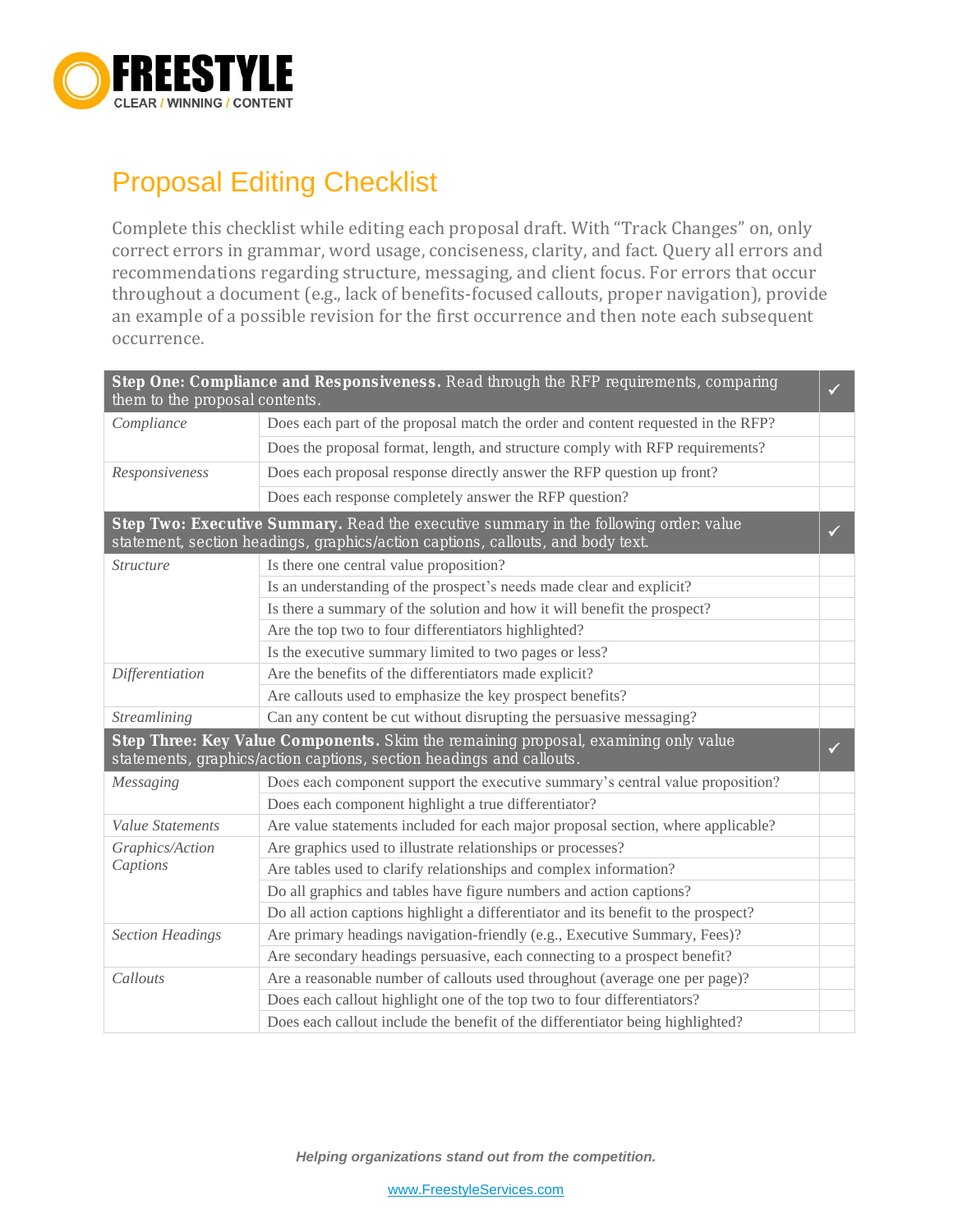FREESTYLE
CLEAR / WINNING / CONTENT

# Proposal Editing Checklist

Complete this checklist while editing each proposal draft. With "Track Changes" on, only correct errors in grammar, word usage, conciseness, clarity, and fact. Query all errors and recommendations regarding structure, messaging, and client focus. For errors that occur throughout a document (e.g., lack of benefits-focused callouts, proper navigation), provide an example of a possible revision for the first occurrence and then note each subsequent occurrence.

| **Step One: Compliance and Responsiveness.** Read through the RFP requirements, comparing them to the proposal contents. | | ✓ |
|---|---|---|
| *Compliance* | Does each part of the proposal match the order and content requested in the RFP? | |
| | Does the proposal format, length, and structure comply with RFP requirements? | |
| *Responsiveness* | Does each proposal response directly answer the RFP question up front? | |
| | Does each response completely answer the RFP question? | |
| **Step Two: Executive Summary.** Read the executive summary in the following order: value statement, section headings, graphics/action captions, callouts, and body text. | | ✓ |
| *Structure* | Is there one central value proposition? | |
| | Is an understanding of the prospect's needs made clear and explicit? | |
| | Is there a summary of the solution and how it will benefit the prospect? | |
| | Are the top two to four differentiators highlighted? | |
| | Is the executive summary limited to two pages or less? | |
| *Differentiation* | Are the benefits of the differentiators made explicit? | |
| | Are callouts used to emphasize the key prospect benefits? | |
| *Streamlining* | Can any content be cut without disrupting the persuasive messaging? | |
| **Step Three: Key Value Components.** Skim the remaining proposal, examining only value statements, graphics/action captions, section headings and callouts. | | ✓ |
| *Messaging* | Does each component support the executive summary's central value proposition? | |
| | Does each component highlight a true differentiator? | |
| *Value Statements* | Are value statements included for each major proposal section, where applicable? | |
| *Graphics/Action Captions* | Are graphics used to illustrate relationships or processes? | |
| | Are tables used to clarify relationships and complex information? | |
| | Do all graphics and tables have figure numbers and action captions? | |
| | Do all action captions highlight a differentiator and its benefit to the prospect? | |
| *Section Headings* | Are primary headings navigation-friendly (e.g., Executive Summary, Fees)? | |
| | Are secondary headings persuasive, each connecting to a prospect benefit? | |
| *Callouts* | Are a reasonable number of callouts used throughout (average one per page)? | |
| | Does each callout highlight one of the top two to four differentiators? | |
| | Does each callout include the benefit of the differentiator being highlighted? | |

***Helping organizations stand out from the competition.***

www.FreestyleServices.com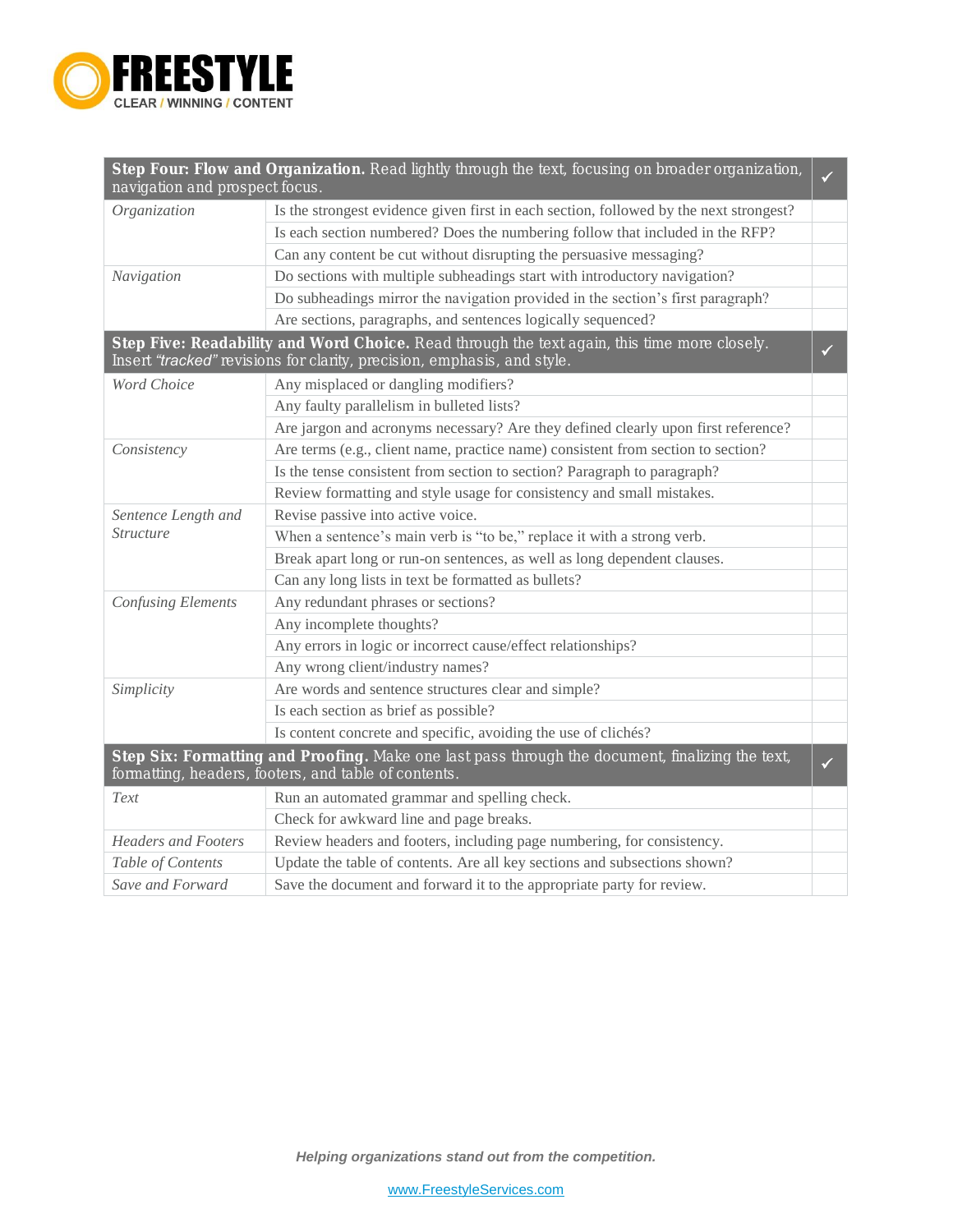**FREESTYLE**
CLEAR / WINNING / CONTENT

| | | |
|---|---|---|
| **Step Four: Flow and Organization.** Read lightly through the text, focusing on broader organization, navigation and prospect focus. | | ✓ |
| *Organization* | Is the strongest evidence given first in each section, followed by the next strongest? | |
| | Is each section numbered? Does the numbering follow that included in the RFP? | |
| | Can any content be cut without disrupting the persuasive messaging? | |
| *Navigation* | Do sections with multiple subheadings start with introductory navigation? | |
| | Do subheadings mirror the navigation provided in the section's first paragraph? | |
| | Are sections, paragraphs, and sentences logically sequenced? | |
| **Step Five: Readability and Word Choice.** Read through the text again, this time more closely. Insert *"tracked"* revisions for clarity, precision, emphasis, and style. | | ✓ |
| *Word Choice* | Any misplaced or dangling modifiers? | |
| | Any faulty parallelism in bulleted lists? | |
| | Are jargon and acronyms necessary? Are they defined clearly upon first reference? | |
| *Consistency* | Are terms (e.g., client name, practice name) consistent from section to section? | |
| | Is the tense consistent from section to section? Paragraph to paragraph? | |
| | Review formatting and style usage for consistency and small mistakes. | |
| *Sentence Length and Structure* | Revise passive into active voice. | |
| | When a sentence's main verb is "to be," replace it with a strong verb. | |
| | Break apart long or run-on sentences, as well as long dependent clauses. | |
| | Can any long lists in text be formatted as bullets? | |
| *Confusing Elements* | Any redundant phrases or sections? | |
| | Any incomplete thoughts? | |
| | Any errors in logic or incorrect cause/effect relationships? | |
| | Any wrong client/industry names? | |
| *Simplicity* | Are words and sentence structures clear and simple? | |
| | Is each section as brief as possible? | |
| | Is content concrete and specific, avoiding the use of clichés? | |
| **Step Six: Formatting and Proofing.** Make one last pass through the document, finalizing the text, formatting, headers, footers, and table of contents. | | ✓ |
| *Text* | Run an automated grammar and spelling check. | |
| | Check for awkward line and page breaks. | |
| *Headers and Footers* | Review headers and footers, including page numbering, for consistency. | |
| *Table of Contents* | Update the table of contents. Are all key sections and subsections shown? | |
| *Save and Forward* | Save the document and forward it to the appropriate party for review. | |

***Helping organizations stand out from the competition.***

www.FreestyleServices.com